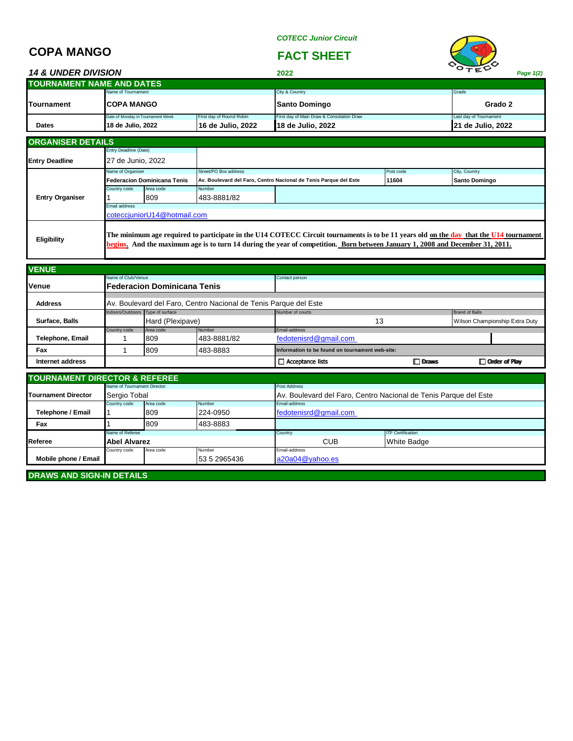*COTECC Junior Circuit*

# COPA MANGO

## FACT SHEET

*14 & UNDER DIVISION*

**2022**

*Page 1(2)*

## TOURNAMENT NAME AND DATES

| | Name of Tournament | | City & Country | Grade |
|---|---|---|---|---|
| **Tournament** | **COPA MANGO** | | **Santo Domingo** | **Grado 2** |
| | Date of Monday in Tournament Week | First day of Round Robin | First day of Main Draw & Consolation Draw | Last day of Tournament |
| **Dates** | **18 de Julio, 2022** | **16 de Julio, 2022** | **18 de Julio, 2022** | **21 de Julio, 2022** |

## ORGANISER DETAILS

| | Entry Deadline (Date) | | | | |
|---|---|---|---|---|---|
| **Entry Deadline** | 27 de Junio, 2022 | | | | |
| | Name of Organiser | | Street/PO Box address | Post code | City, Country |
| **Entry Organiser** | **Federacion Dominicana Tenis** | | **Av. Boulevard del Faro, Centro Nacional de Tenis Parque del Este** | **11604** | **Santo Domingo** |
| | Country code | Area code | Number | | |
| | 1 | 809 | 483-8881/82 | | |
| | Email address | | | | |
| | coteccjuniorU14@hotmail.com | | | | |

**Eligibility**: **The minimum age required to participate in the U14 COTECC Circuit tournaments is to be 11 years old on the day that the U14 tournament begins. And the maximum age is to turn 14 during the year of competition. Born between January 1, 2008 and December 31, 2011.**

## VENUE

| | Name of Club/Venue | | | Contact person | |
|---|---|---|---|---|---|
| **Venue** | **Federacion Dominicana Tenis** | | | | |
| **Address** | Av. Boulevard del Faro, Centro Nacional de Tenis Parque del Este | | | | |
| | Indoors/Outdoors | Type of surface | | Number of courts | Brand of Balls |
| **Surface, Balls** | | Hard (Plexipave) | | 13 | Wilson Championship Extra Duty |
| | Country code | Area code | Number | Email-address | |
| **Telephone, Email** | 1 | 809 | 483-8881/82 | fedotenisrd@gmail.com | |
| **Fax** | 1 | 809 | 483-8883 | Information to be found on tournament web-site: | |
| **Internet address** | | | | ☐ Acceptance lists ☐ Draws | ☐ Order of Play |

## TOURNAMENT DIRECTOR & REFEREE

| | Name of Tournament Director | | | Post Address | |
|---|---|---|---|---|---|
| **Tournament Director** | Sergio Tobal | | | Av. Boulevard del Faro, Centro Nacional de Tenis Parque del Este | |
| | Country code | Area code | Number | Email-address | |
| **Telephone / Email** | 1 | 809 | 224-0950 | fedotenisrd@gmail.com | |
| **Fax** | 1 | 809 | 483-8883 | | |
| | Name of Referee | | | Country | ITF Certification |
| **Referee** | **Abel Alvarez** | | | CUB | White Badge |
| | Country code | Area code | Number | Email-address | |
| **Mobile phone / Email** | | | 53 5 2965436 | a20a04@yahoo.es | |

## DRAWS AND SIGN-IN DETAILS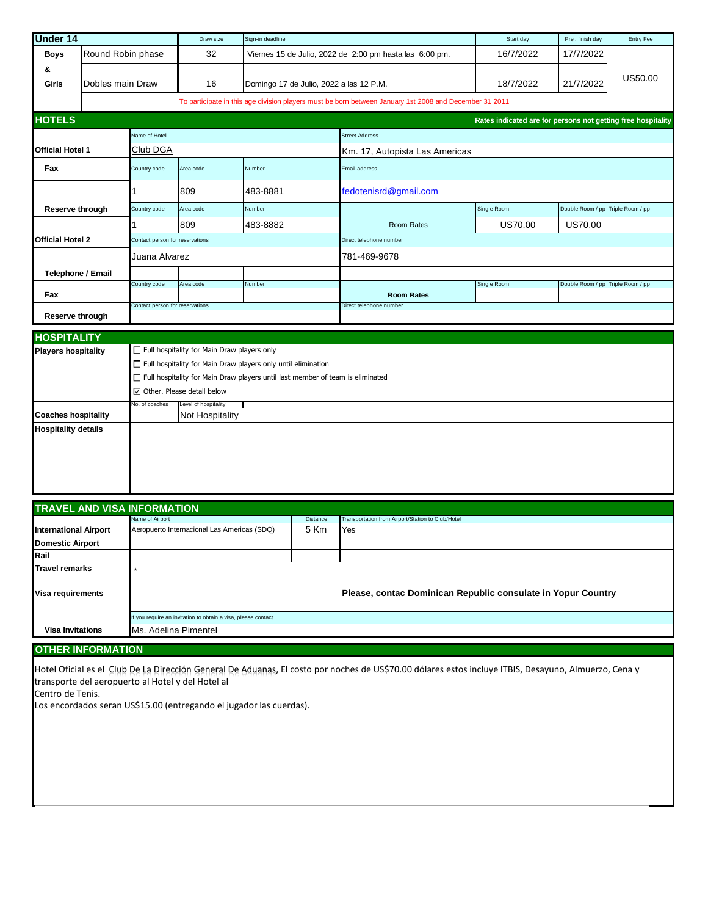## Under 14

| Under 14 | | Draw size | Sign-in deadline | Start day | Prel. finish day | Entry Fee |
|---|---|---|---|---|---|---|
| Boys | Round Robin phase | 32 | Viernes 15 de Julio, 2022 de 2:00 pm hasta las 6:00 pm. | 16/7/2022 | 17/7/2022 | US50.00 |
| & | | | | | | |
| Girls | Dobles main Draw | 16 | Domingo 17 de Julio, 2022 a las 12 P.M. | 18/7/2022 | 21/7/2022 | |

To participate in this age division players must be born between January 1st 2008 and December 31 2011

## HOTELS

Rates indicated are for persons not getting free hospitality

| | | | | | | | |
|---|---|---|---|---|---|---|---|
| **Official Hotel 1** | Name of Hotel: Club DGA | | | Street Address: Km. 17, Autopista Las Americas | | | |
| **Fax** | Country code | Area code | Number | Email-address | | | |
| | 1 | 809 | 483-8881 | fedotenisrd@gmail.com | | | |
| **Reserve through** | Country code | Area code | Number | | Single Room | Double Room / pp | Triple Room / pp |
| | 1 | 809 | 483-8882 | Room Rates | US70.00 | US70.00 | |
| **Official Hotel 2** | Contact person for reservations | | | Direct telephone number | | | |
| | Juana Alvarez | | | 781-469-9678 | | | |
| **Telephone / Email** | | | | | | | |
| **Fax** | Country code | Area code | Number | Room Rates | Single Room | Double Room / pp | Triple Room / pp |
| **Reserve through** | Contact person for reservations | | | Direct telephone number | | | |

## HOSPITALITY

**Players hospitality**

- ☐ Full hospitality for Main Draw players only
- ☐ Full hospitality for Main Draw players only until elimination
- ☐ Full hospitality for Main Draw players until last member of team is eliminated
- ☑ Other. Please detail below

| | No. of coaches | Level of hospitality |
|---|---|---|
| **Coaches hospitality** | | Not Hospitality |

**Hospitality details**

## TRAVEL AND VISA INFORMATION

| | Name of Airport | Distance | Transportation from Airport/Station to Club/Hotel |
|---|---|---|---|
| **International Airport** | Aeropuerto Internacional Las Americas (SDQ) | 5 Km | Yes |
| **Domestic Airport** | | | |
| **Rail** | | | |

**Travel remarks**: *

**Visa requirements**: **Please, contac Dominican Republic consulate in Yopur Country**

**Visa Invitations** — If you require an invitation to obtain a visa, please contact: Ms. Adelina Pimentel

## OTHER INFORMATION

Hotel Oficial es el Club De La Dirección General De Aduanas, El costo por noches de US$70.00 dólares estos incluye ITBIS, Desayuno, Almuerzo, Cena y transporte del aeropuerto al Hotel y del Hotel al
Centro de Tenis.
Los encordados seran US$15.00 (entregando el jugador las cuerdas).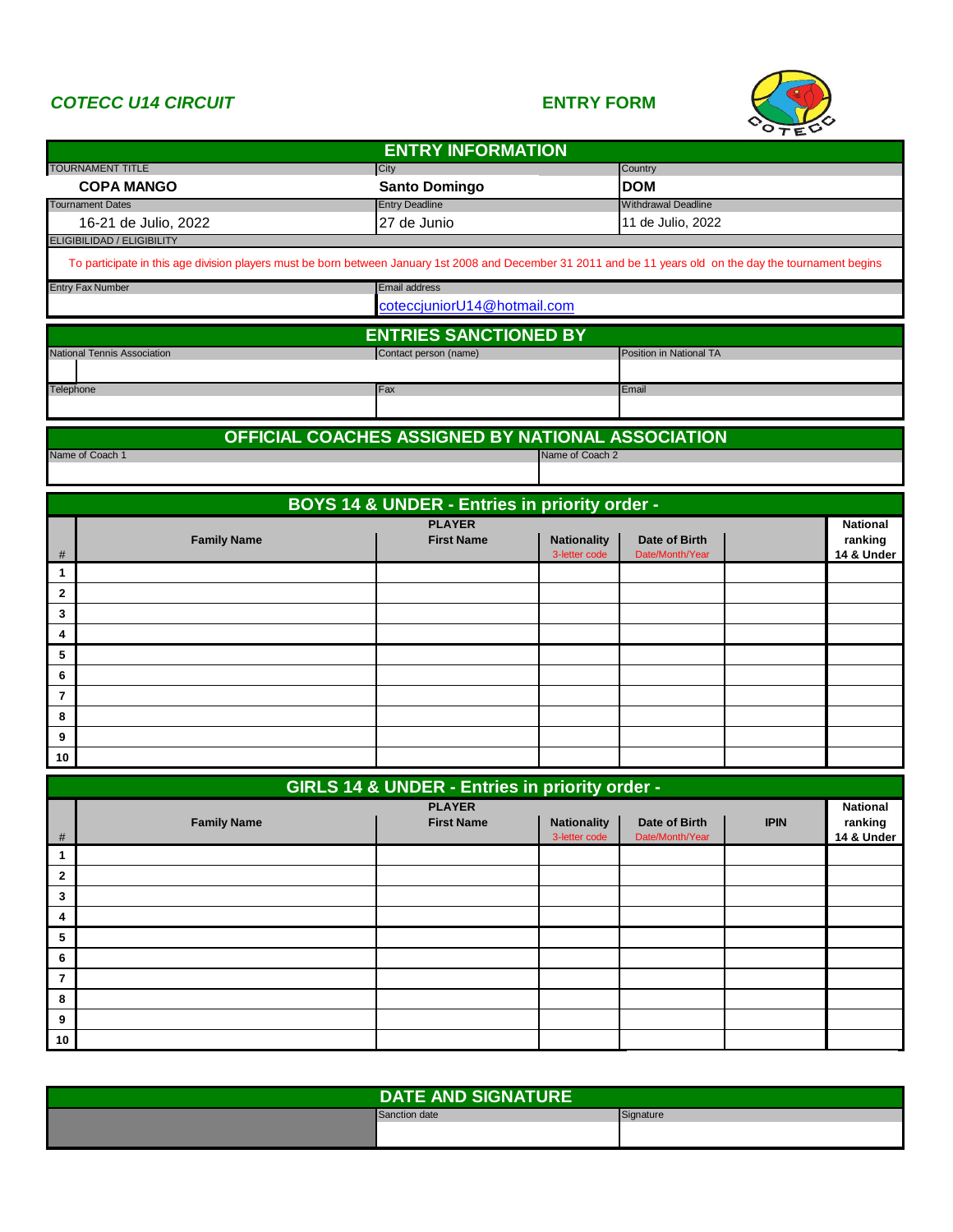*COTECC U14 CIRCUIT* **ENTRY FORM**

## ENTRY INFORMATION

| TOURNAMENT TITLE | City | Country |
|---|---|---|
| **COPA MANGO** | **Santo Domingo** | **DOM** |
| Tournament Dates | Entry Deadline | Withdrawal Deadline |
| 16-21 de Julio, 2022 | 27 de Junio | 11 de Julio, 2022 |

ELIGIBILIDAD / ELIGIBILITY

To participate in this age division players must be born between January 1st 2008 and December 31 2011 and be 11 years old on the day the tournament begins

| Entry Fax Number | Email address |
|---|---|
| | coteccjuniorU14@hotmail.com |

## ENTRIES SANCTIONED BY

| National Tennis Association | Contact person (name) | Position in National TA |
|---|---|---|
| | | |
| Telephone | Fax | Email |
| | | |

## OFFICIAL COACHES ASSIGNED BY NATIONAL ASSOCIATION

| Name of Coach 1 | Name of Coach 2 |
|---|---|
| | |

## BOYS 14 & UNDER - Entries in priority order -

| # | PLAYER Family Name | First Name | Nationality 3-letter code | Date of Birth Date/Month/Year | | National ranking 14 & Under |
|---|---|---|---|---|---|---|
| 1 | | | | | | |
| 2 | | | | | | |
| 3 | | | | | | |
| 4 | | | | | | |
| 5 | | | | | | |
| 6 | | | | | | |
| 7 | | | | | | |
| 8 | | | | | | |
| 9 | | | | | | |
| 10 | | | | | | |

## GIRLS 14 & UNDER - Entries in priority order -

| # | PLAYER Family Name | First Name | Nationality 3-letter code | Date of Birth Date/Month/Year | IPIN | National ranking 14 & Under |
|---|---|---|---|---|---|---|
| 1 | | | | | | |
| 2 | | | | | | |
| 3 | | | | | | |
| 4 | | | | | | |
| 5 | | | | | | |
| 6 | | | | | | |
| 7 | | | | | | |
| 8 | | | | | | |
| 9 | | | | | | |
| 10 | | | | | | |

## DATE AND SIGNATURE

| | Sanction date | Signature |
|---|---|---|
| | | |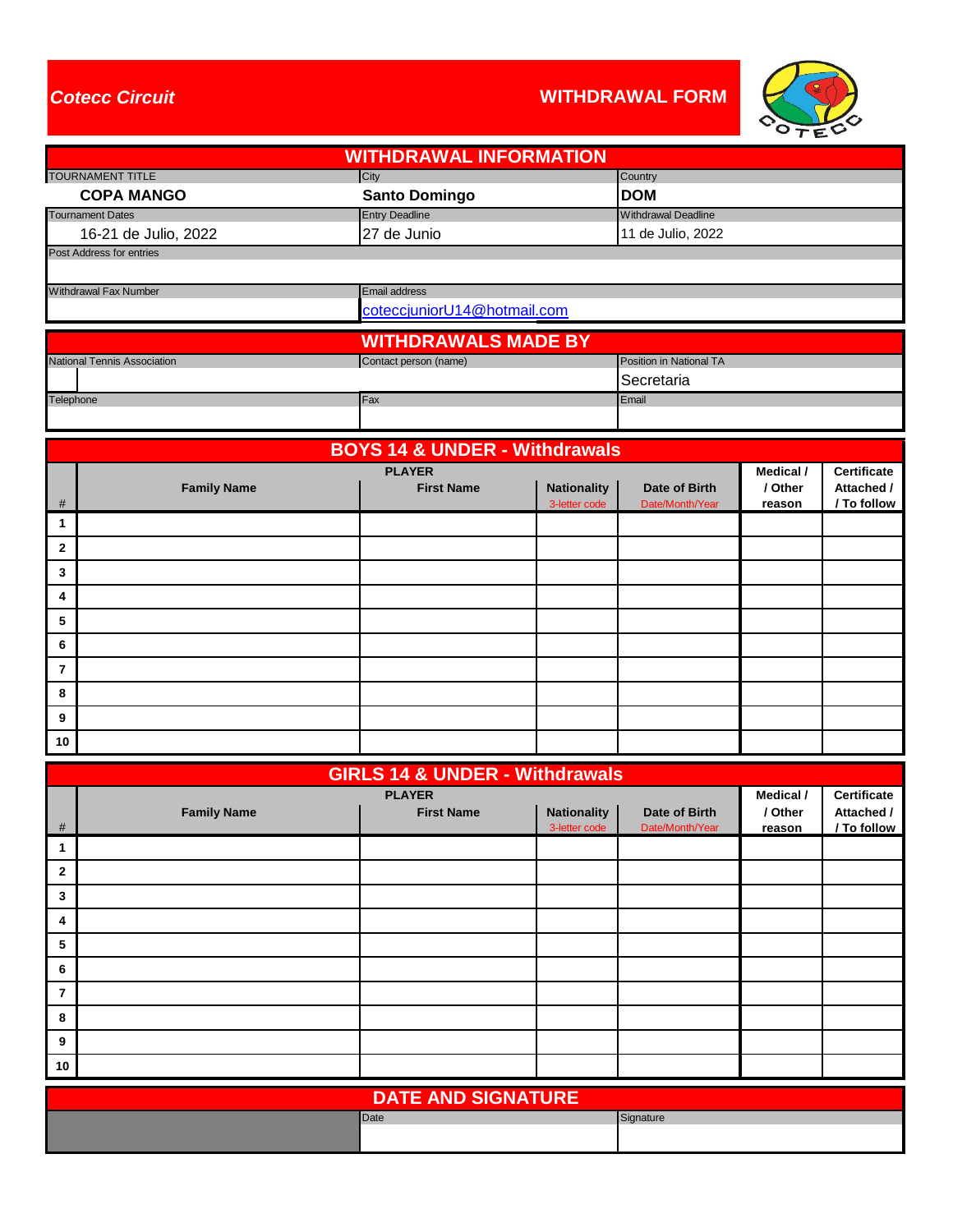*Cotecc Circuit*

**WITHDRAWAL FORM**

## WITHDRAWAL INFORMATION

| TOURNAMENT TITLE | City | Country |
|---|---|---|
| **COPA MANGO** | **Santo Domingo** | **DOM** |
| Tournament Dates | Entry Deadline | Withdrawal Deadline |
| 16-21 de Julio, 2022 | 27 de Junio | 11 de Julio, 2022 |
| Post Address for entries | | |
| | | |
| Withdrawal Fax Number | Email address | |
| | coteccjuniorU14@hotmail.com | |

## WITHDRAWALS MADE BY

| National Tennis Association | Contact person (name) | Position in National TA |
|---|---|---|
| | | Secretaria |
| Telephone | Fax | Email |
| | | |

## BOYS 14 & UNDER - Withdrawals

| # | PLAYER Family Name | First Name | Nationality 3-letter code | Date of Birth Date/Month/Year | Medical / / Other reason | Certificate Attached / / To follow |
|---|---|---|---|---|---|---|
| 1 | | | | | | |
| 2 | | | | | | |
| 3 | | | | | | |
| 4 | | | | | | |
| 5 | | | | | | |
| 6 | | | | | | |
| 7 | | | | | | |
| 8 | | | | | | |
| 9 | | | | | | |
| 10 | | | | | | |

## GIRLS 14 & UNDER - Withdrawals

| # | PLAYER Family Name | First Name | Nationality 3-letter code | Date of Birth Date/Month/Year | Medical / / Other reason | Certificate Attached / / To follow |
|---|---|---|---|---|---|---|
| 1 | | | | | | |
| 2 | | | | | | |
| 3 | | | | | | |
| 4 | | | | | | |
| 5 | | | | | | |
| 6 | | | | | | |
| 7 | | | | | | |
| 8 | | | | | | |
| 9 | | | | | | |
| 10 | | | | | | |

## DATE AND SIGNATURE

| | Date | Signature |
|---|---|---|
| | | |